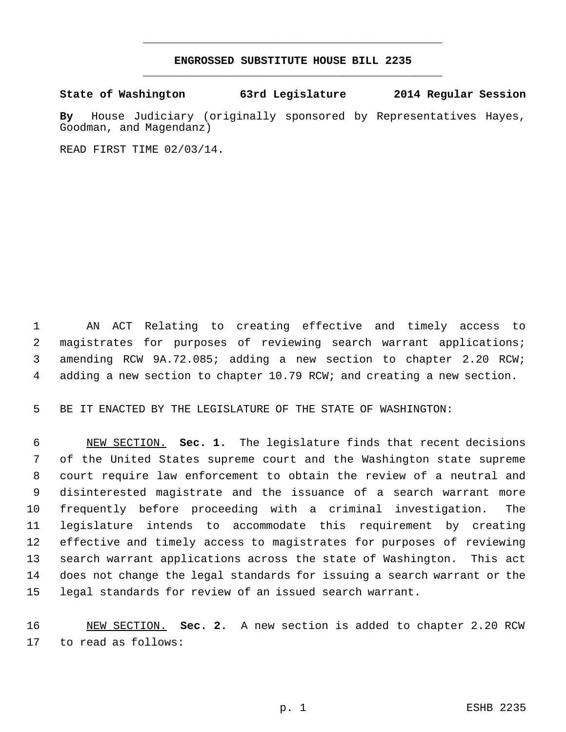# ENGROSSED SUBSTITUTE HOUSE BILL 2235

**State of Washington 63rd Legislature 2014 Regular Session**

**By** House Judiciary (originally sponsored by Representatives Hayes, Goodman, and Magendanz)

READ FIRST TIME 02/03/14.

AN ACT Relating to creating effective and timely access to magistrates for purposes of reviewing search warrant applications; amending RCW 9A.72.085; adding a new section to chapter 2.20 RCW; adding a new section to chapter 10.79 RCW; and creating a new section.

BE IT ENACTED BY THE LEGISLATURE OF THE STATE OF WASHINGTON:

NEW SECTION. **Sec. 1.** The legislature finds that recent decisions of the United States supreme court and the Washington state supreme court require law enforcement to obtain the review of a neutral and disinterested magistrate and the issuance of a search warrant more frequently before proceeding with a criminal investigation. The legislature intends to accommodate this requirement by creating effective and timely access to magistrates for purposes of reviewing search warrant applications across the state of Washington. This act does not change the legal standards for issuing a search warrant or the legal standards for review of an issued search warrant.

NEW SECTION. **Sec. 2.** A new section is added to chapter 2.20 RCW to read as follows: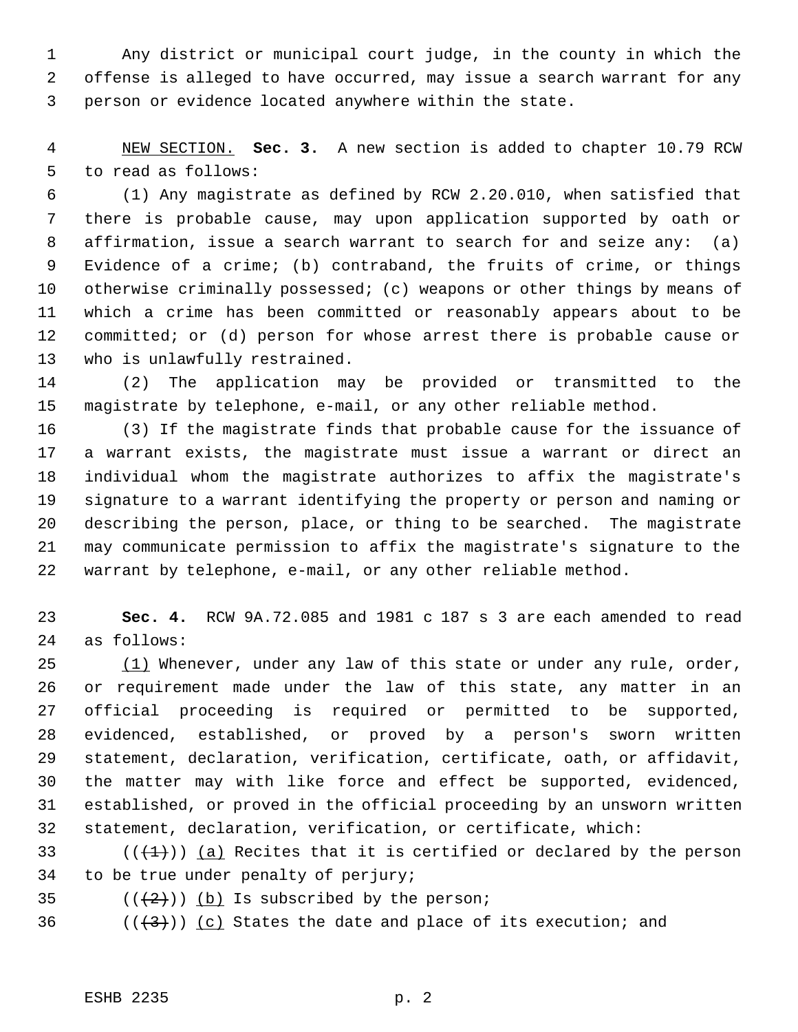Any district or municipal court judge, in the county in which the offense is alleged to have occurred, may issue a search warrant for any person or evidence located anywhere within the state.

NEW SECTION. **Sec. 3.** A new section is added to chapter 10.79 RCW to read as follows:

(1) Any magistrate as defined by RCW 2.20.010, when satisfied that there is probable cause, may upon application supported by oath or affirmation, issue a search warrant to search for and seize any: (a) Evidence of a crime; (b) contraband, the fruits of crime, or things otherwise criminally possessed; (c) weapons or other things by means of which a crime has been committed or reasonably appears about to be committed; or (d) person for whose arrest there is probable cause or who is unlawfully restrained.

(2) The application may be provided or transmitted to the magistrate by telephone, e-mail, or any other reliable method.

(3) If the magistrate finds that probable cause for the issuance of a warrant exists, the magistrate must issue a warrant or direct an individual whom the magistrate authorizes to affix the magistrate's signature to a warrant identifying the property or person and naming or describing the person, place, or thing to be searched. The magistrate may communicate permission to affix the magistrate's signature to the warrant by telephone, e-mail, or any other reliable method.

**Sec. 4.** RCW 9A.72.085 and 1981 c 187 s 3 are each amended to read as follows:

(1) Whenever, under any law of this state or under any rule, order, or requirement made under the law of this state, any matter in an official proceeding is required or permitted to be supported, evidenced, established, or proved by a person's sworn written statement, declaration, verification, certificate, oath, or affidavit, the matter may with like force and effect be supported, evidenced, established, or proved in the official proceeding by an unsworn written statement, declaration, verification, or certificate, which:

((~~(1)~~)) (a) Recites that it is certified or declared by the person to be true under penalty of perjury;

((~~(2)~~)) (b) Is subscribed by the person;

((~~(3)~~)) (c) States the date and place of its execution; and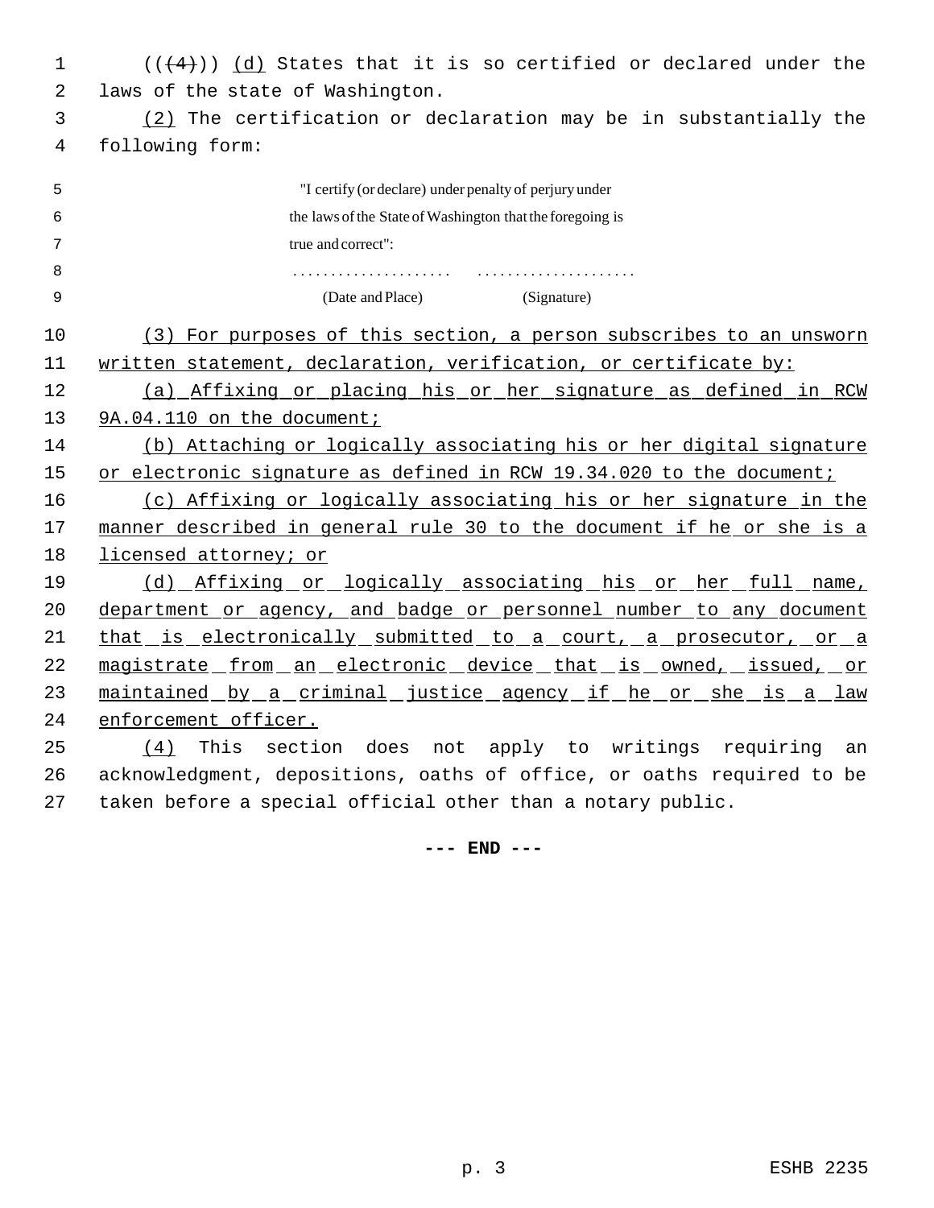(((4))) (d) States that it is so certified or declared under the laws of the state of Washington.

(2) The certification or declaration may be in substantially the following form:

"I certify (or declare) under penalty of perjury under the laws of the State of Washington that the foregoing is true and correct":

..................... .....................

(Date and Place) (Signature)

(3) For purposes of this section, a person subscribes to an unsworn written statement, declaration, verification, or certificate by:

(a) Affixing or placing his or her signature as defined in RCW 9A.04.110 on the document;

(b) Attaching or logically associating his or her digital signature or electronic signature as defined in RCW 19.34.020 to the document;

(c) Affixing or logically associating his or her signature in the manner described in general rule 30 to the document if he or she is a licensed attorney; or

(d) Affixing or logically associating his or her full name, department or agency, and badge or personnel number to any document that is electronically submitted to a court, a prosecutor, or a magistrate from an electronic device that is owned, issued, or maintained by a criminal justice agency if he or she is a law enforcement officer.

(4) This section does not apply to writings requiring an acknowledgment, depositions, oaths of office, or oaths required to be taken before a special official other than a notary public.

**--- END ---**